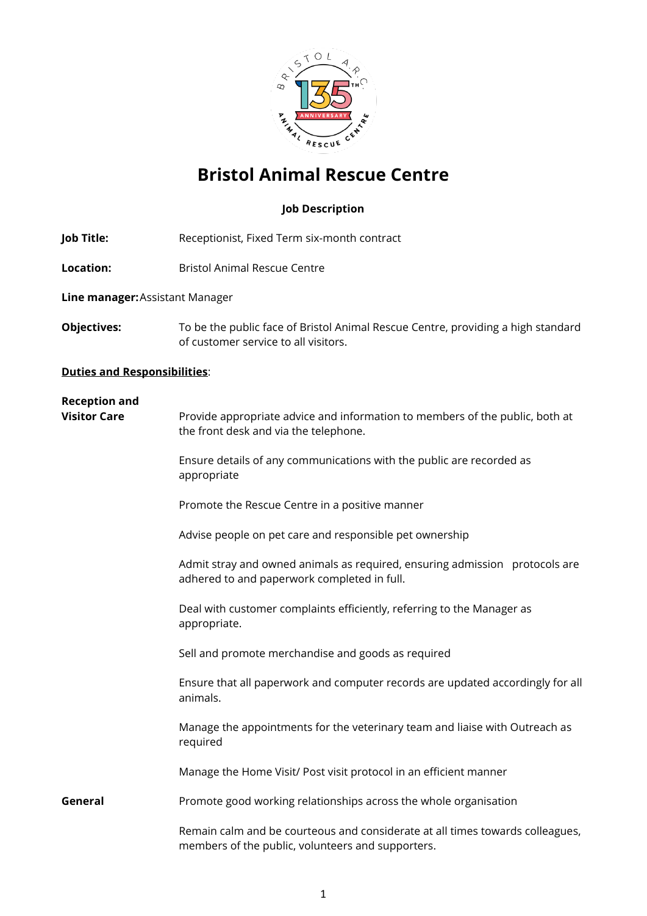# Bristol Animal Rescue Centre

**Job Description**

**Job Title:** Receptionist, Fixed Term six-month contract

**Location:** Bristol Animal Rescue Centre

**Line manager:** Assistant Manager

**Objectives:** To be the public face of Bristol Animal Rescue Centre, providing a high standard of customer service to all visitors.

**<u>Duties and Responsibilities</u>**:

**Reception and Visitor Care**

Provide appropriate advice and information to members of the public, both at the front desk and via the telephone.

Ensure details of any communications with the public are recorded as appropriate

Promote the Rescue Centre in a positive manner

Advise people on pet care and responsible pet ownership

Admit stray and owned animals as required, ensuring admission protocols are adhered to and paperwork completed in full.

Deal with customer complaints efficiently, referring to the Manager as appropriate.

Sell and promote merchandise and goods as required

Ensure that all paperwork and computer records are updated accordingly for all animals.

Manage the appointments for the veterinary team and liaise with Outreach as required

Manage the Home Visit/ Post visit protocol in an efficient manner

**General**

Promote good working relationships across the whole organisation

Remain calm and be courteous and considerate at all times towards colleagues, members of the public, volunteers and supporters.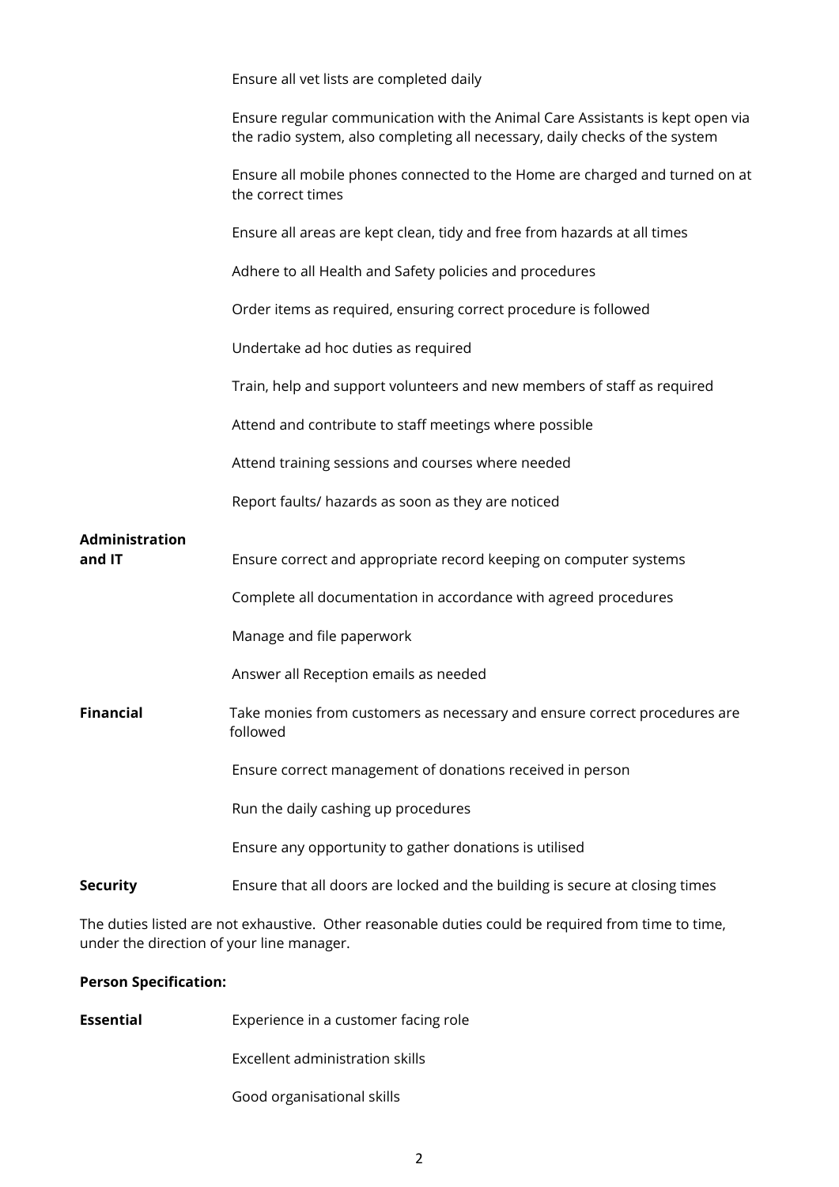| | |
|---|---|
| | Ensure all vet lists are completed daily |
| | Ensure regular communication with the Animal Care Assistants is kept open via the radio system, also completing all necessary, daily checks of the system |
| | Ensure all mobile phones connected to the Home are charged and turned on at the correct times |
| | Ensure all areas are kept clean, tidy and free from hazards at all times |
| | Adhere to all Health and Safety policies and procedures |
| | Order items as required, ensuring correct procedure is followed |
| | Undertake ad hoc duties as required |
| | Train, help and support volunteers and new members of staff as required |
| | Attend and contribute to staff meetings where possible |
| | Attend training sessions and courses where needed |
| | Report faults/ hazards as soon as they are noticed |
| **Administration and IT** | Ensure correct and appropriate record keeping on computer systems |
| | Complete all documentation in accordance with agreed procedures |
| | Manage and file paperwork |
| | Answer all Reception emails as needed |
| **Financial** | Take monies from customers as necessary and ensure correct procedures are followed |
| | Ensure correct management of donations received in person |
| | Run the daily cashing up procedures |
| | Ensure any opportunity to gather donations is utilised |
| **Security** | Ensure that all doors are locked and the building is secure at closing times |

The duties listed are not exhaustive. Other reasonable duties could be required from time to time, under the direction of your line manager.

**Person Specification:**

| | |
|---|---|
| **Essential** | Experience in a customer facing role |
| | Excellent administration skills |
| | Good organisational skills |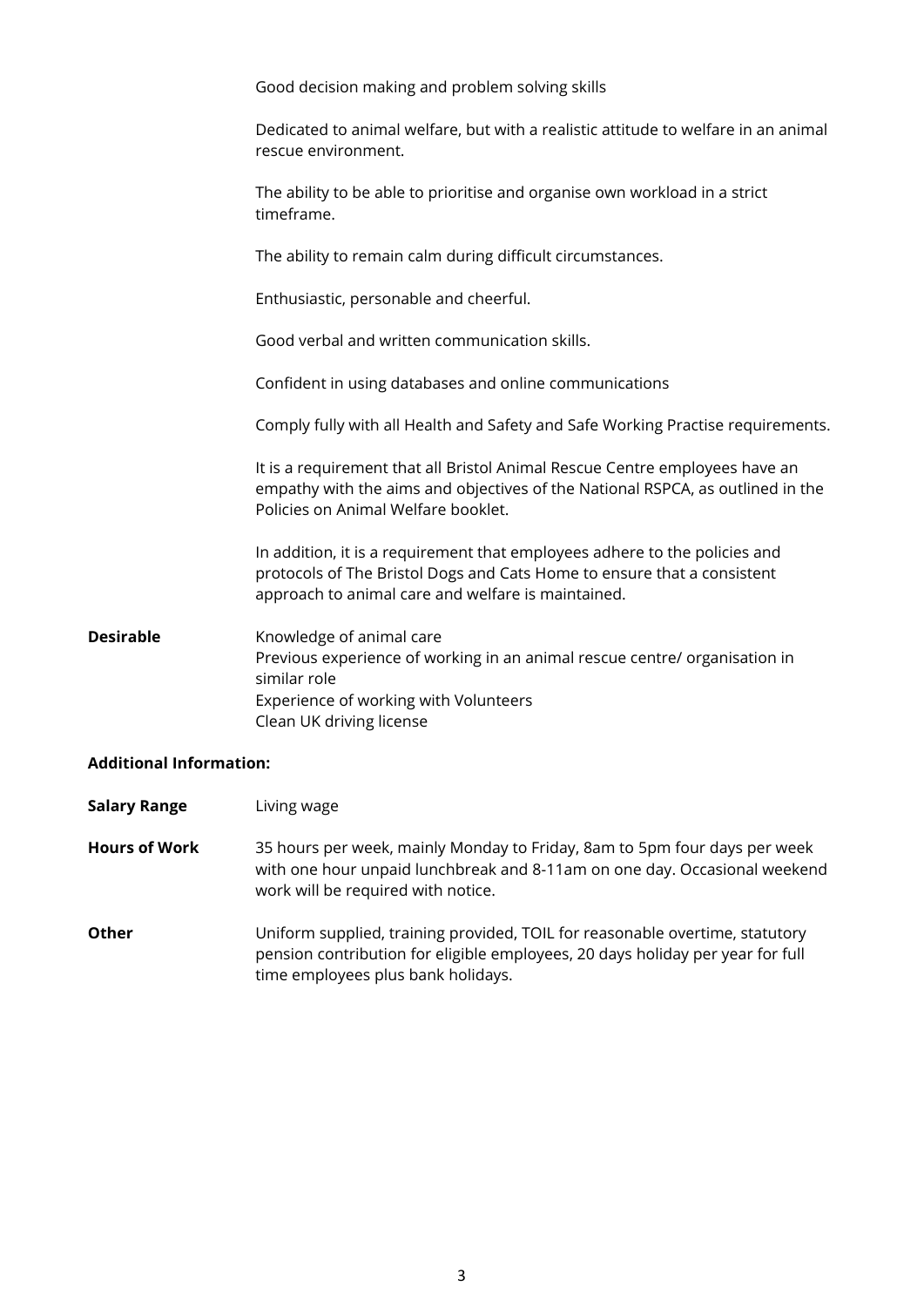Good decision making and problem solving skills

Dedicated to animal welfare, but with a realistic attitude to welfare in an animal rescue environment.

The ability to be able to prioritise and organise own workload in a strict timeframe.

The ability to remain calm during difficult circumstances.

Enthusiastic, personable and cheerful.

Good verbal and written communication skills.

Confident in using databases and online communications

Comply fully with all Health and Safety and Safe Working Practise requirements.

It is a requirement that all Bristol Animal Rescue Centre employees have an empathy with the aims and objectives of the National RSPCA, as outlined in the Policies on Animal Welfare booklet.

In addition, it is a requirement that employees adhere to the policies and protocols of The Bristol Dogs and Cats Home to ensure that a consistent approach to animal care and welfare is maintained.

**Desirable**

Knowledge of animal care
Previous experience of working in an animal rescue centre/ organisation in similar role
Experience of working with Volunteers
Clean UK driving license

**Additional Information:**

**Salary Range** Living wage

**Hours of Work** 35 hours per week, mainly Monday to Friday, 8am to 5pm four days per week with one hour unpaid lunchbreak and 8-11am on one day. Occasional weekend work will be required with notice.

**Other** Uniform supplied, training provided, TOIL for reasonable overtime, statutory pension contribution for eligible employees, 20 days holiday per year for full time employees plus bank holidays.